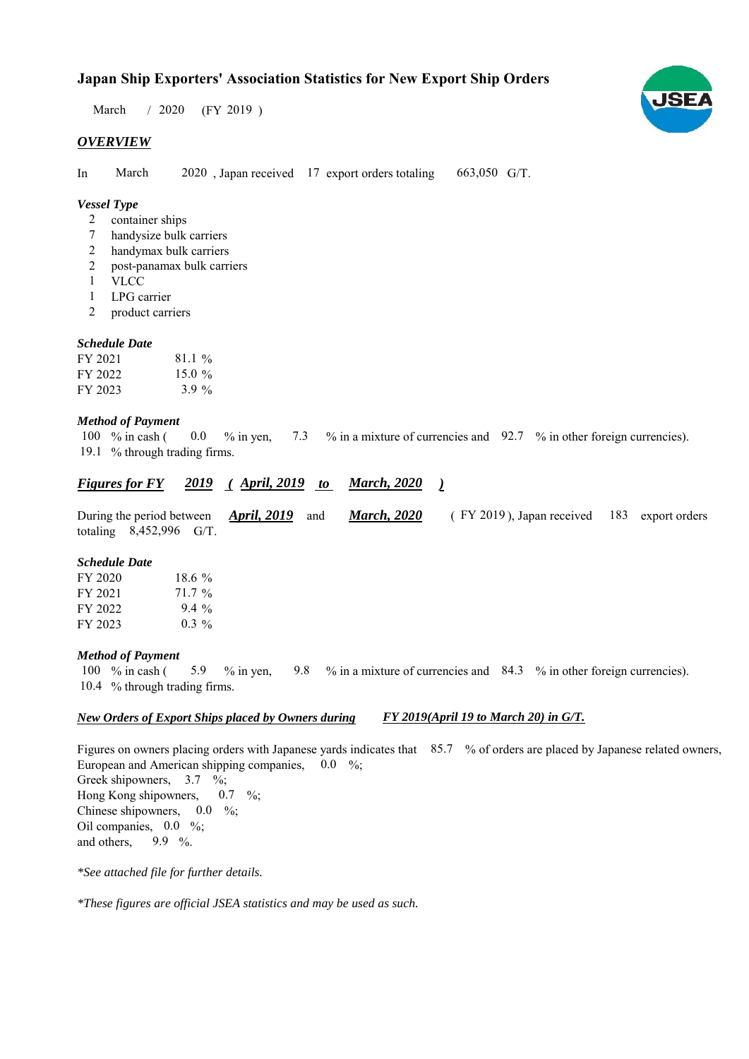# Japan Ship Exporters' Association Statistics for New Export Ship Orders

March / 2020 (FY 2019 )

## *OVERVIEW*

In March 2020 , Japan received 17 export orders totaling 663,050 G/T.

### *Vessel Type*

- 2 container ships
- 7 handysize bulk carriers
- 2 handymax bulk carriers
- 2 post-panamax bulk carriers
- 1 VLCC
- 1 LPG carrier
- 2 product carriers

### *Schedule Date*

| | |
|---|---|
| FY 2021 | 81.1 % |
| FY 2022 | 15.0 % |
| FY 2023 | 3.9 % |

### *Method of Payment*

100 % in cash ( 0.0 % in yen, 7.3 % in a mixture of currencies and 92.7 % in other foreign currencies).
19.1 % through trading firms.

## *Figures for FY 2019 ( April, 2019 to March, 2020 )*

During the period between *April, 2019* and *March, 2020* ( FY 2019 ), Japan received 183 export orders totaling 8,452,996 G/T.

### *Schedule Date*

| | |
|---|---|
| FY 2020 | 18.6 % |
| FY 2021 | 71.7 % |
| FY 2022 | 9.4 % |
| FY 2023 | 0.3 % |

### *Method of Payment*

100 % in cash ( 5.9 % in yen, 9.8 % in a mixture of currencies and 84.3 % in other foreign currencies).
10.4 % through trading firms.

## *New Orders of Export Ships placed by Owners during FY 2019(April 19 to March 20) in G/T.*

Figures on owners placing orders with Japanese yards indicates that 85.7 % of orders are placed by Japanese related owners,
European and American shipping companies, 0.0 %;
Greek shipowners, 3.7 %;
Hong Kong shipowners, 0.7 %;
Chinese shipowners, 0.0 %;
Oil companies, 0.0 %;
and others, 9.9 %.

*\*See attached file for further details.*

*\*These figures are official JSEA statistics and may be used as such.*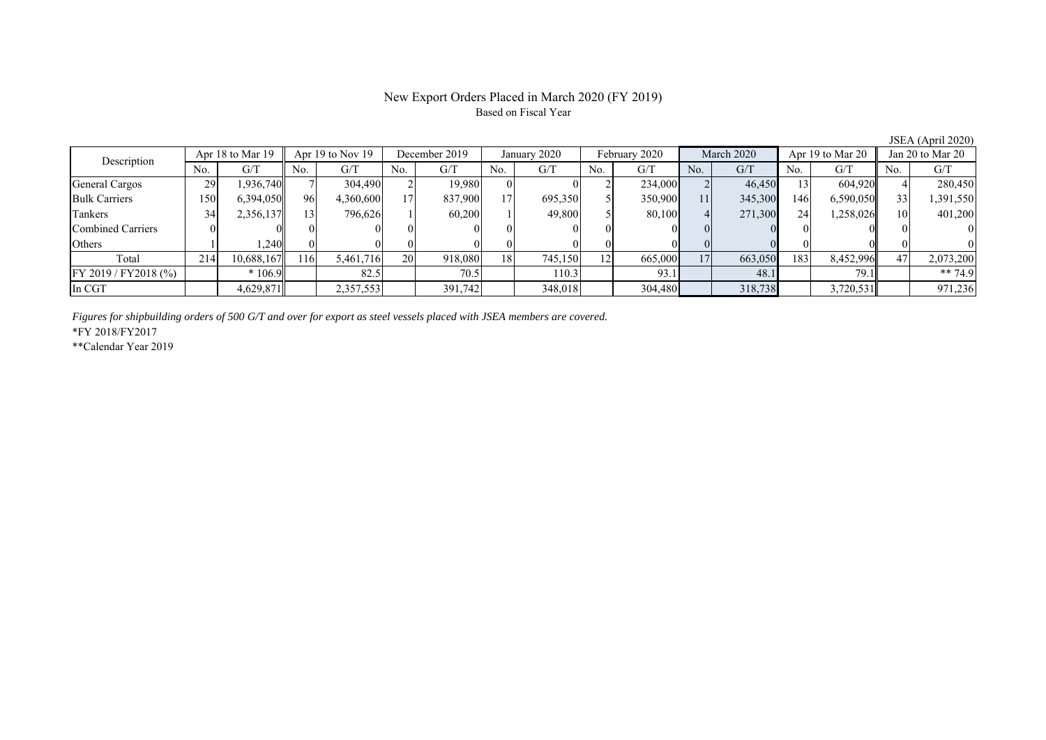# New Export Orders Placed in March 2020 (FY 2019)

Based on Fiscal Year

JSEA (April 2020)

| Description | Apr 18 to Mar 19 | | Apr 19 to Nov 19 | | December 2019 | | January 2020 | | February 2020 | | March 2020 | | Apr 19 to Mar 20 | | Jan 20 to Mar 20 | |
|---|---|---|---|---|---|---|---|---|---|---|---|---|---|---|---|---|
| | No. | G/T | No. | G/T | No. | G/T | No. | G/T | No. | G/T | No. | G/T | No. | G/T | No. | G/T |
| General Cargos | 29 | 1,936,740 | 7 | 304,490 | 2 | 19,980 | 0 | 0 | 2 | 234,000 | 2 | 46,450 | 13 | 604,920 | 4 | 280,450 |
| Bulk Carriers | 150 | 6,394,050 | 96 | 4,360,600 | 17 | 837,900 | 17 | 695,350 | 5 | 350,900 | 11 | 345,300 | 146 | 6,590,050 | 33 | 1,391,550 |
| Tankers | 34 | 2,356,137 | 13 | 796,626 | 1 | 60,200 | 1 | 49,800 | 5 | 80,100 | 4 | 271,300 | 24 | 1,258,026 | 10 | 401,200 |
| Combined Carriers | 0 | 0 | 0 | 0 | 0 | 0 | 0 | 0 | 0 | 0 | 0 | 0 | 0 | 0 | 0 | 0 |
| Others | 1 | 1,240 | 0 | 0 | 0 | 0 | 0 | 0 | 0 | 0 | 0 | 0 | 0 | 0 | 0 | 0 |
| Total | 214 | 10,688,167 | 116 | 5,461,716 | 20 | 918,080 | 18 | 745,150 | 12 | 665,000 | 17 | 663,050 | 183 | 8,452,996 | 47 | 2,073,200 |
| FY 2019 / FY2018 (%) | | * 106.9 | | 82.5 | | 70.5 | | 110.3 | | 93.1 | | 48.1 | | 79.1 | | ** 74.9 |
| In CGT | | 4,629,871 | | 2,357,553 | | 391,742 | | 348,018 | | 304,480 | | 318,738 | | 3,720,531 | | 971,236 |

*Figures for shipbuilding orders of 500 G/T and over for export as steel vessels placed with JSEA members are covered.*

*FY 2018/FY2017

**Calendar Year 2019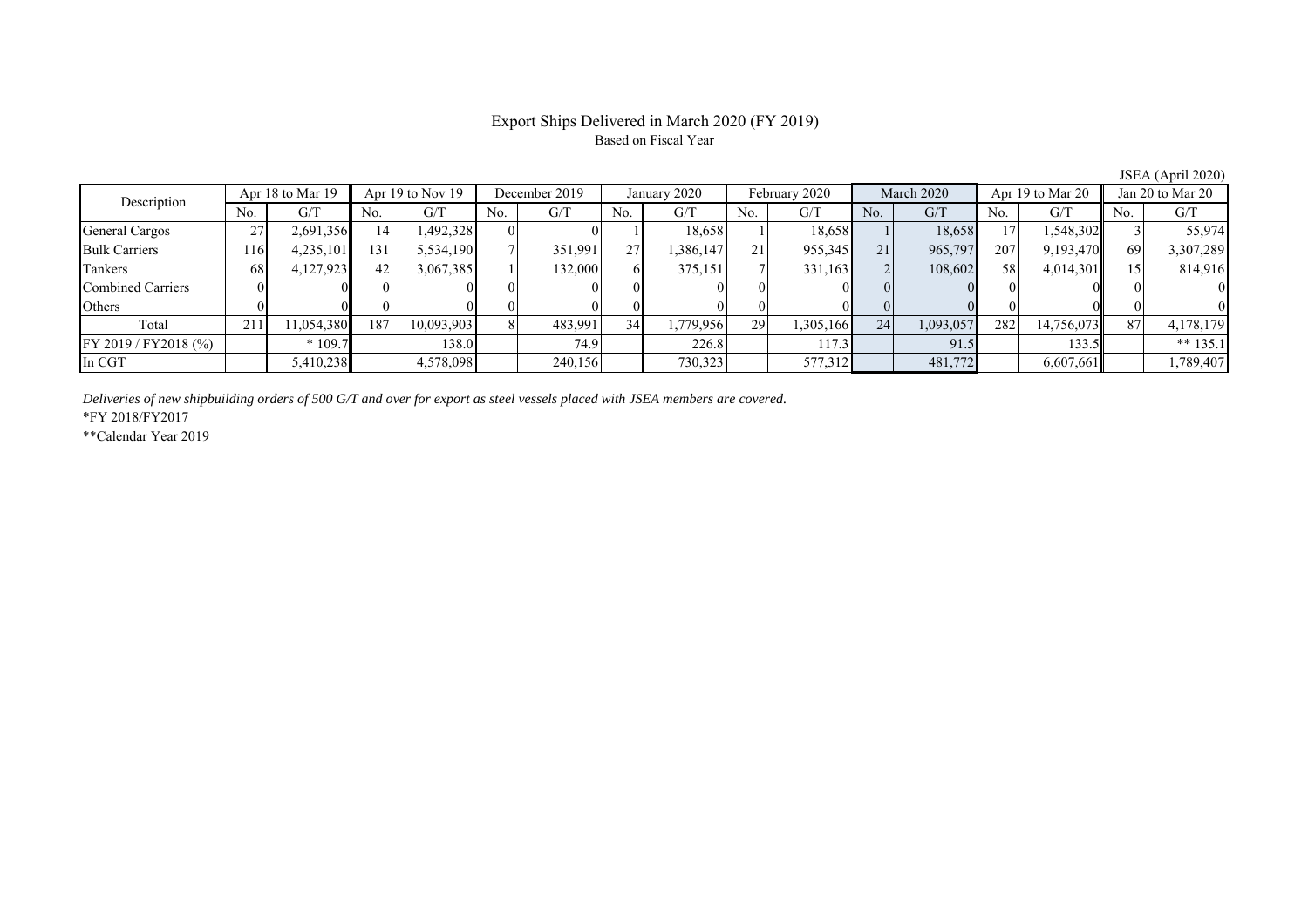# Export Ships Delivered in March 2020 (FY 2019)

Based on Fiscal Year

JSEA (April 2020)

| Description | Apr 18 to Mar 19 | | Apr 19 to Nov 19 | | December 2019 | | January 2020 | | February 2020 | | March 2020 | | Apr 19 to Mar 20 | | Jan 20 to Mar 20 | |
|---|---|---|---|---|---|---|---|---|---|---|---|---|---|---|---|---|
| | No. | G/T | No. | G/T | No. | G/T | No. | G/T | No. | G/T | No. | G/T | No. | G/T | No. | G/T |
| General Cargos | 27 | 2,691,356 | 14 | 1,492,328 | 0 | 0 | 1 | 18,658 | 1 | 18,658 | 1 | 18,658 | 17 | 1,548,302 | 3 | 55,974 |
| Bulk Carriers | 116 | 4,235,101 | 131 | 5,534,190 | 7 | 351,991 | 27 | 1,386,147 | 21 | 955,345 | 21 | 965,797 | 207 | 9,193,470 | 69 | 3,307,289 |
| Tankers | 68 | 4,127,923 | 42 | 3,067,385 | 1 | 132,000 | 6 | 375,151 | 7 | 331,163 | 2 | 108,602 | 58 | 4,014,301 | 15 | 814,916 |
| Combined Carriers | 0 | 0 | 0 | 0 | 0 | 0 | 0 | 0 | 0 | 0 | 0 | 0 | 0 | 0 | 0 | 0 |
| Others | 0 | 0 | 0 | 0 | 0 | 0 | 0 | 0 | 0 | 0 | 0 | 0 | 0 | 0 | 0 | 0 |
| Total | 211 | 11,054,380 | 187 | 10,093,903 | 8 | 483,991 | 34 | 1,779,956 | 29 | 1,305,166 | 24 | 1,093,057 | 282 | 14,756,073 | 87 | 4,178,179 |
| FY 2019 / FY2018 (%) | | * 109.7 | | 138.0 | | 74.9 | | 226.8 | | 117.3 | | 91.5 | | 133.5 | | ** 135.1 |
| In CGT | | 5,410,238 | | 4,578,098 | | 240,156 | | 730,323 | | 577,312 | | 481,772 | | 6,607,661 | | 1,789,407 |

*Deliveries of new shipbuilding orders of 500 G/T and over for export as steel vessels placed with JSEA members are covered.*

*FY 2018/FY2017

**Calendar Year 2019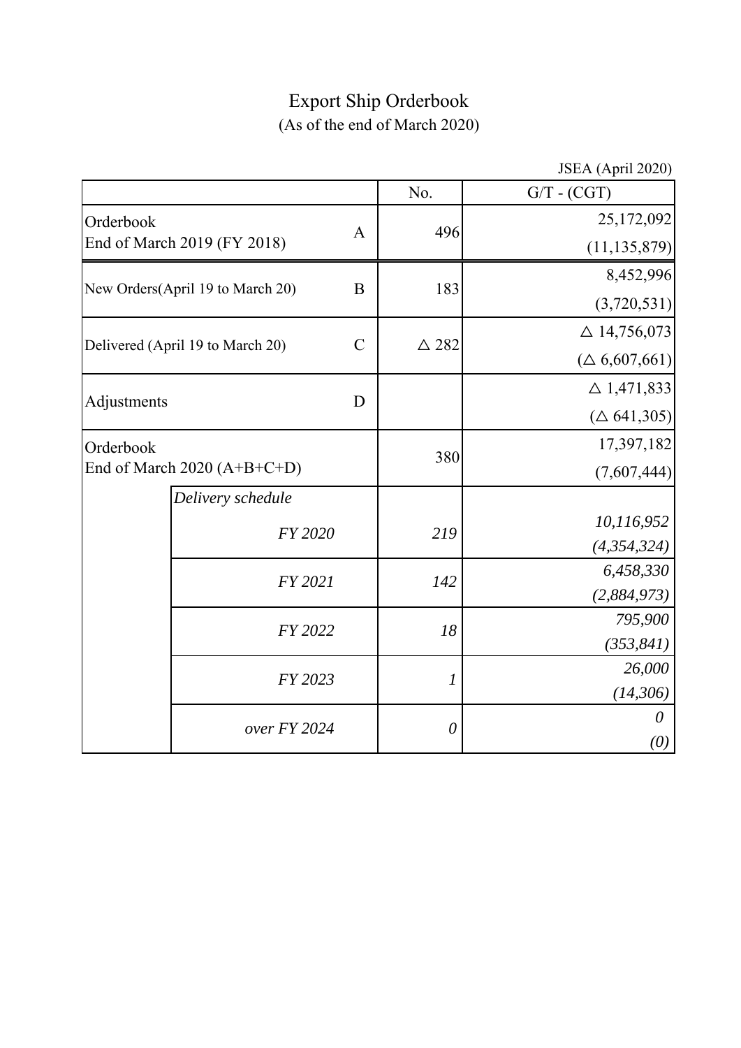# Export Ship Orderbook

(As of the end of March 2020)

JSEA (April 2020)

| | | | No. | G/T - (CGT) |
|---|---|---|---|---|
| Orderbook<br>End of March 2019 (FY 2018) | | A | 496 | 25,172,092<br>(11,135,879) |
| New Orders(April 19 to March 20) | | B | 183 | 8,452,996<br>(3,720,531) |
| Delivered (April 19 to March 20) | | C | △ 282 | △ 14,756,073<br>(△ 6,607,661) |
| Adjustments | | D | | △ 1,471,833<br>(△ 641,305) |
| Orderbook<br>End of March 2020 (A+B+C+D) | | | 380 | 17,397,182<br>(7,607,444) |
| | *Delivery schedule* | | | |
| | *FY 2020* | | *219* | *10,116,952*<br>*(4,354,324)* |
| | *FY 2021* | | *142* | *6,458,330*<br>*(2,884,973)* |
| | *FY 2022* | | *18* | *795,900*<br>*(353,841)* |
| | *FY 2023* | | *1* | *26,000*<br>*(14,306)* |
| | *over FY 2024* | | *0* | *0*<br>*(0)* |